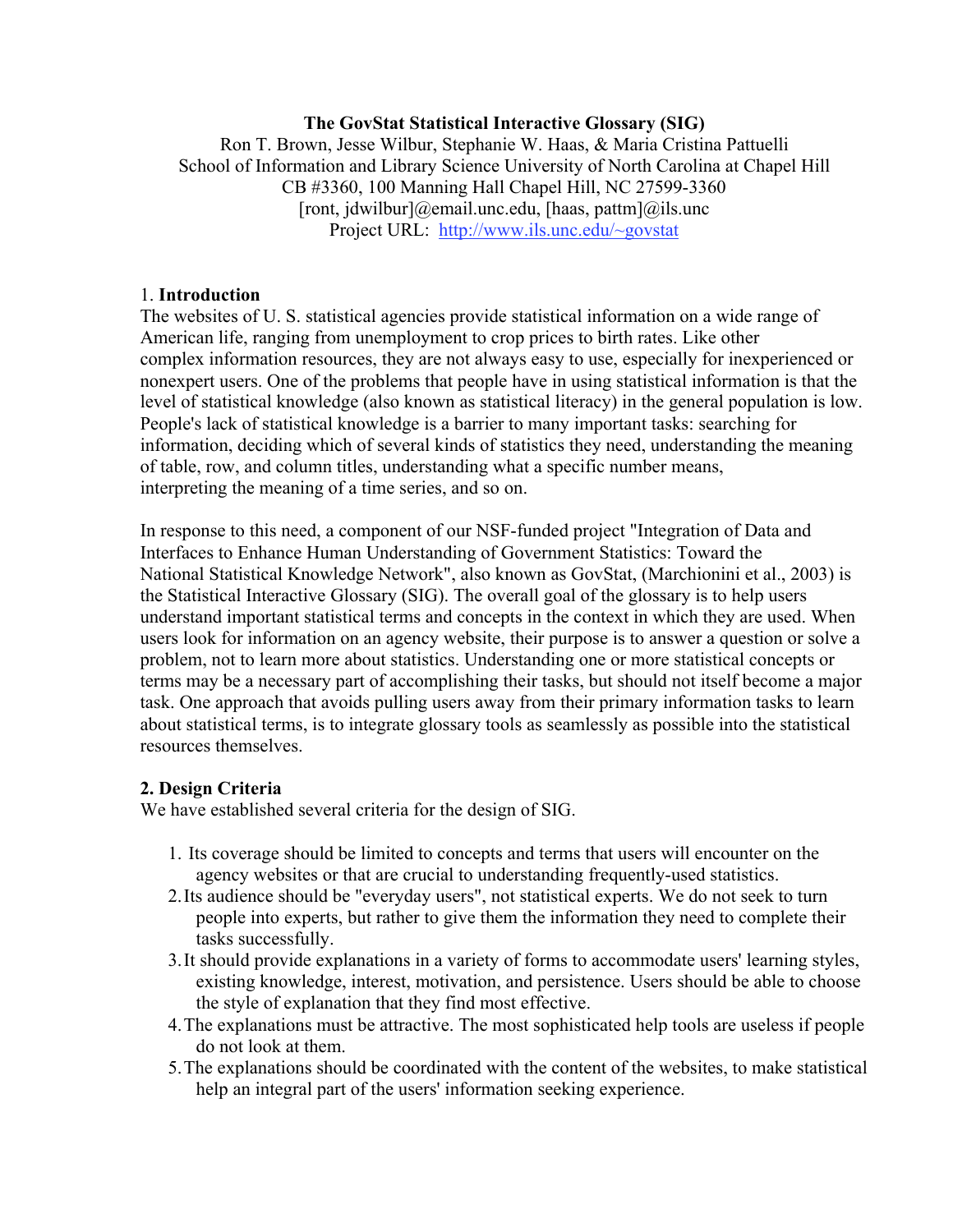# The GovStat Statistical Interactive Glossary (SIG)

Ron T. Brown, Jesse Wilbur, Stephanie W. Haas, & Maria Cristina Pattuelli
School of Information and Library Science University of North Carolina at Chapel Hill
CB #3360, 100 Manning Hall Chapel Hill, NC 27599-3360
[ront, jdwilbur]@email.unc.edu, [haas, pattm]@ils.unc
Project URL: http://www.ils.unc.edu/~govstat

## 1. Introduction

The websites of U. S. statistical agencies provide statistical information on a wide range of American life, ranging from unemployment to crop prices to birth rates. Like other complex information resources, they are not always easy to use, especially for inexperienced or nonexpert users. One of the problems that people have in using statistical information is that the level of statistical knowledge (also known as statistical literacy) in the general population is low. People's lack of statistical knowledge is a barrier to many important tasks: searching for information, deciding which of several kinds of statistics they need, understanding the meaning of table, row, and column titles, understanding what a specific number means, interpreting the meaning of a time series, and so on.

In response to this need, a component of our NSF-funded project "Integration of Data and Interfaces to Enhance Human Understanding of Government Statistics: Toward the National Statistical Knowledge Network", also known as GovStat, (Marchionini et al., 2003) is the Statistical Interactive Glossary (SIG). The overall goal of the glossary is to help users understand important statistical terms and concepts in the context in which they are used. When users look for information on an agency website, their purpose is to answer a question or solve a problem, not to learn more about statistics. Understanding one or more statistical concepts or terms may be a necessary part of accomplishing their tasks, but should not itself become a major task. One approach that avoids pulling users away from their primary information tasks to learn about statistical terms, is to integrate glossary tools as seamlessly as possible into the statistical resources themselves.

## 2. Design Criteria

We have established several criteria for the design of SIG.

1. Its coverage should be limited to concepts and terms that users will encounter on the agency websites or that are crucial to understanding frequently-used statistics.
2. Its audience should be "everyday users", not statistical experts. We do not seek to turn people into experts, but rather to give them the information they need to complete their tasks successfully.
3. It should provide explanations in a variety of forms to accommodate users' learning styles, existing knowledge, interest, motivation, and persistence. Users should be able to choose the style of explanation that they find most effective.
4. The explanations must be attractive. The most sophisticated help tools are useless if people do not look at them.
5. The explanations should be coordinated with the content of the websites, to make statistical help an integral part of the users' information seeking experience.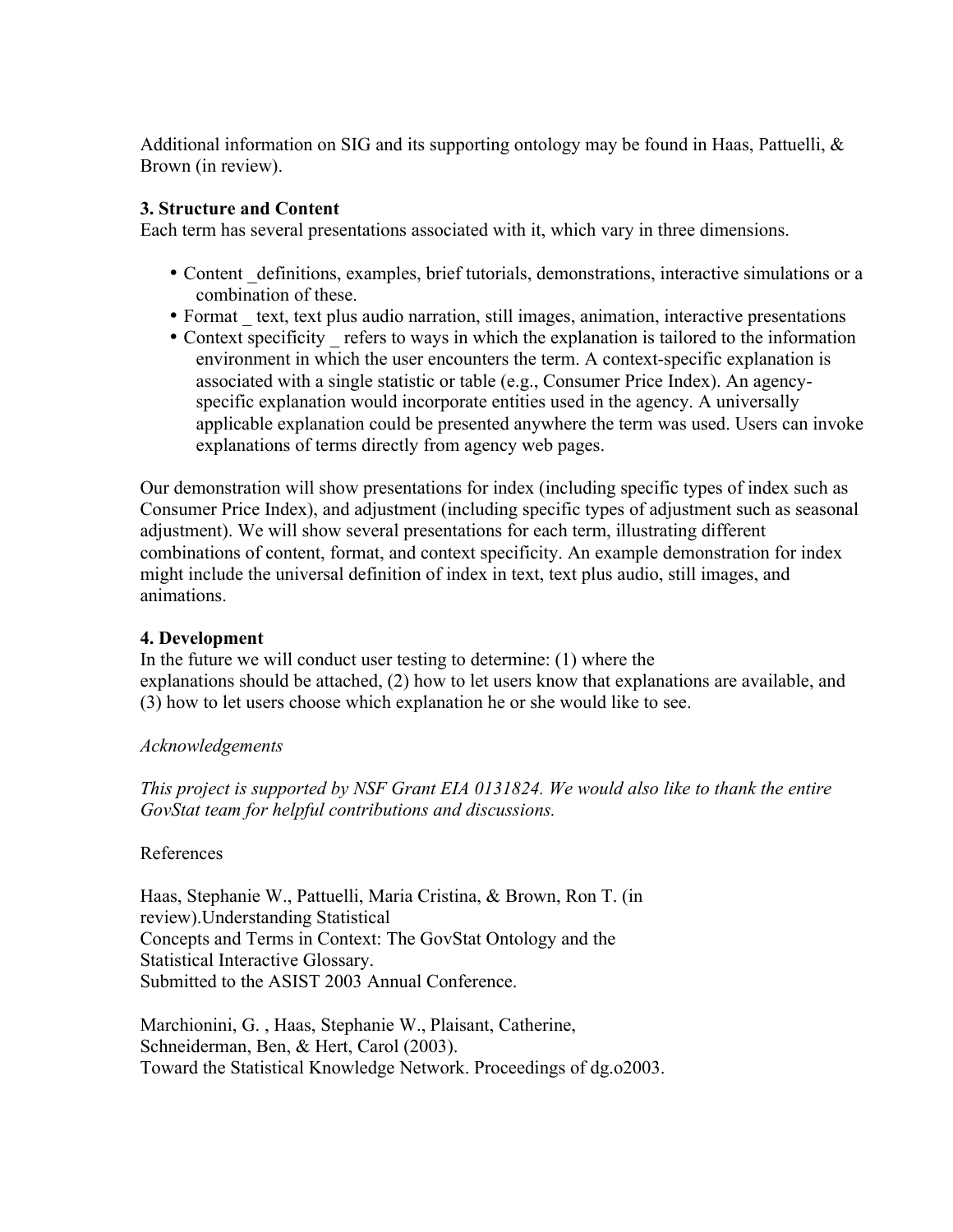Additional information on SIG and its supporting ontology may be found in Haas, Pattuelli, & Brown (in review).

**3. Structure and Content**

Each term has several presentations associated with it, which vary in three dimensions.

- Content _definitions, examples, brief tutorials, demonstrations, interactive simulations or a combination of these.
- Format _ text, text plus audio narration, still images, animation, interactive presentations
- Context specificity _ refers to ways in which the explanation is tailored to the information environment in which the user encounters the term. A context-specific explanation is associated with a single statistic or table (e.g., Consumer Price Index). An agency-specific explanation would incorporate entities used in the agency. A universally applicable explanation could be presented anywhere the term was used. Users can invoke explanations of terms directly from agency web pages.

Our demonstration will show presentations for index (including specific types of index such as Consumer Price Index), and adjustment (including specific types of adjustment such as seasonal adjustment). We will show several presentations for each term, illustrating different combinations of content, format, and context specificity. An example demonstration for index might include the universal definition of index in text, text plus audio, still images, and animations.

**4. Development**

In the future we will conduct user testing to determine: (1) where the explanations should be attached, (2) how to let users know that explanations are available, and (3) how to let users choose which explanation he or she would like to see.

*Acknowledgements*

*This project is supported by NSF Grant EIA 0131824. We would also like to thank the entire GovStat team for helpful contributions and discussions.*

References

Haas, Stephanie W., Pattuelli, Maria Cristina, & Brown, Ron T. (in review).Understanding Statistical Concepts and Terms in Context: The GovStat Ontology and the Statistical Interactive Glossary. Submitted to the ASIST 2003 Annual Conference.

Marchionini, G. , Haas, Stephanie W., Plaisant, Catherine, Schneiderman, Ben, & Hert, Carol (2003). Toward the Statistical Knowledge Network. Proceedings of dg.o2003.